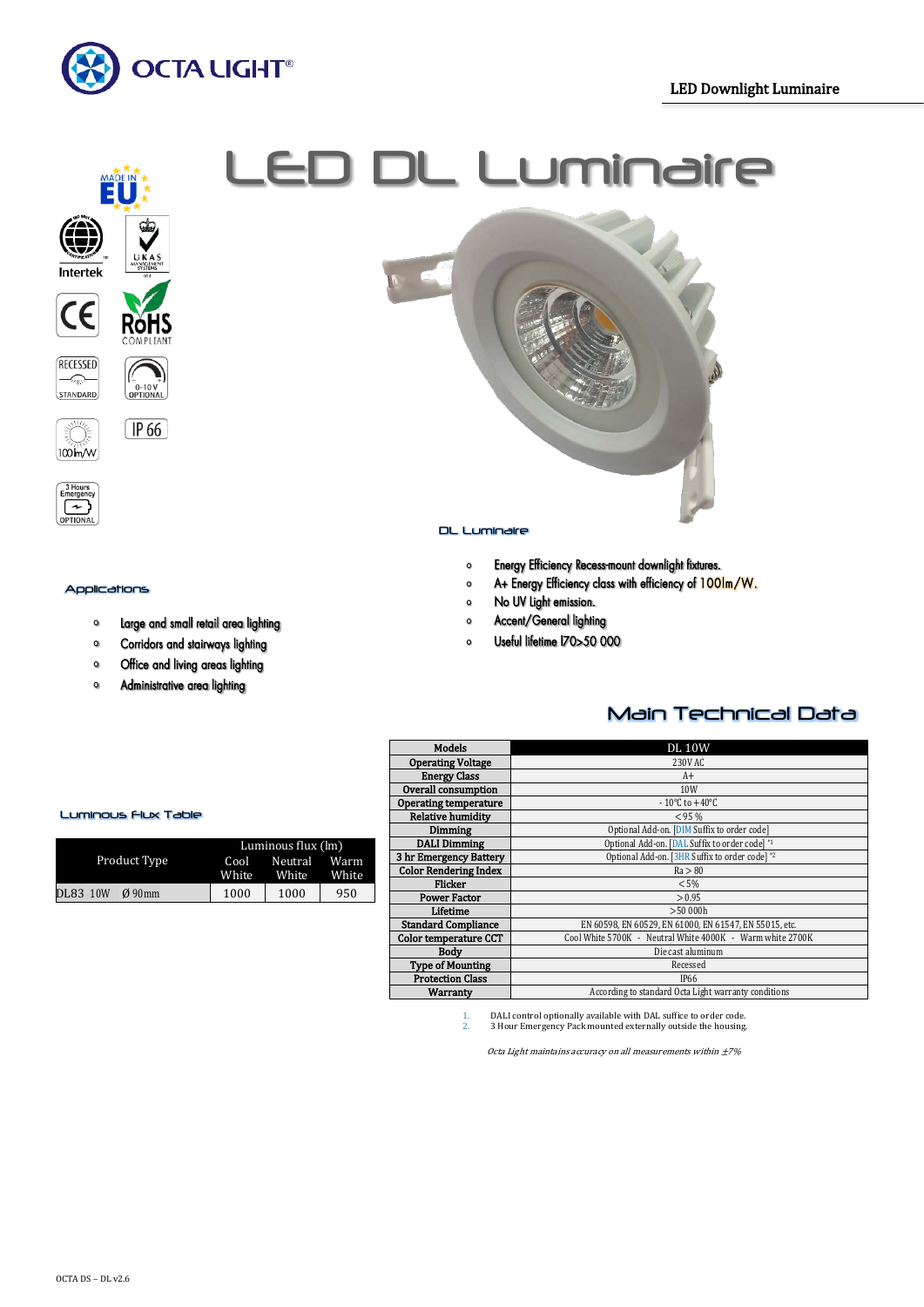# LED DL Luminaire

LED Downlight Luminaire

MADE IN EU

Intertek

UKAS MANAGEMENT SYSTEMS

CE

RoHS COMPLIANT

RECESSED STANDARD

0-10 V OPTIONAL

100lm/W

IP 66

3 Hours Emergency OPTIONAL

DL Luminaire

- Energy Efficiency Recess-mount downlight fixtures.
- A+ Energy Efficiency class with efficiency of 100lm/W.
- No UV Light emission.
- Accent/General lighting
- Useful lifetime l70>50 000

## Applications

- Large and small retail area lighting
- Corridors and stairways lighting
- Office and living areas lighting
- Administrative area lighting

## Main Technical Data

| Models | DL 10W |
|---|---|
| Operating Voltage | 230V AC |
| Energy Class | A+ |
| Overall consumption | 10W |
| Operating temperature | - 10°C to +40°C |
| Relative humidity | < 95 % |
| Dimming | Optional Add-on. [DIM Suffix to order code] |
| DALI Dimming | Optional Add-on. [DAL Suffix to order code] [*1] |
| 3 hr Emergency Battery | Optional Add-on. [3HR Suffix to order code] [*2] |
| Color Rendering Index | Ra > 80 |
| Flicker | < 5% |
| Power Factor | > 0.95 |
| Lifetime | >50 000h |
| Standard Compliance | EN 60598, EN 60529, EN 61000, EN 61547, EN 55015, etc. |
| Color temperature CCT | Cool White 5700K - Neutral White 4000K - Warm white 2700K |
| Body | Diecast aluminum |
| Type of Mounting | Recessed |
| Protection Class | IP66 |
| Warranty | According to standard Octa Light warranty conditions |

1. DALI control optionally available with DAL suffice to order code.
2. 3 Hour Emergency Pack mounted externally outside the housing.

*Octa Light maintains accuracy on all measurements within ±7%*

## Luminous Flux Table

| Product Type | Luminous flux (lm) | | |
|---|---|---|---|
| | Cool White | Neutral White | Warm White |
| DL83 10W Ø 90mm | 1000 | 1000 | 950 |

OCTA DS – DL v2.6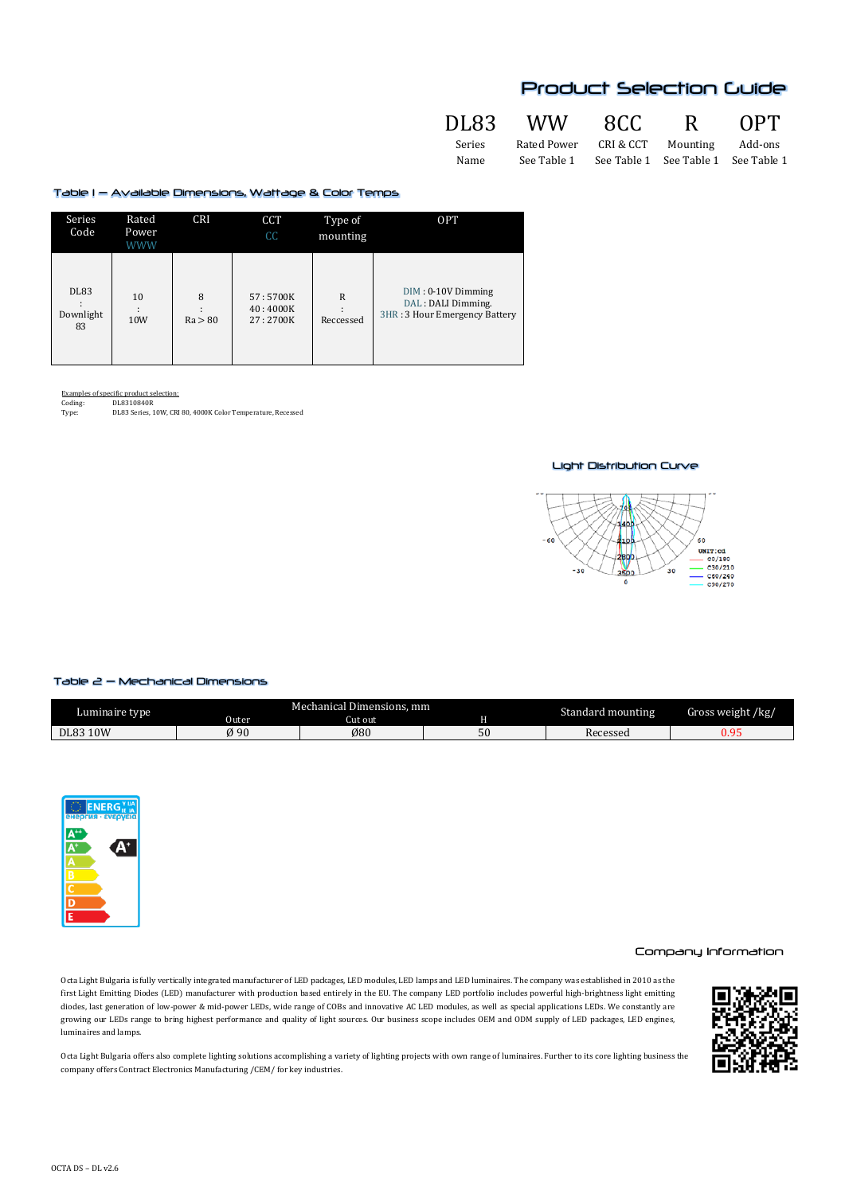# Product Selection Guide

| DL83 | WW | 8CC | R | OPT |
|---|---|---|---|---|
| Series Name | Rated Power See Table 1 | CRI & CCT See Table 1 | Mounting See Table 1 | Add-ons See Table 1 |

## Table 1 – Available Dimensions, Wattage & Color Temps

| Series Code | Rated Power WWW | CRI | CCT CC | Type of mounting | OPT |
|---|---|---|---|---|---|
| DL83 : Downlight 83 | 10 : 10W | 8 : Ra > 80 | 57 : 5700K<br>40 : 4000K<br>27 : 2700K | R : Reccessed | DIM : 0-10V Dimming<br>DAL : DALI Dimming.<br>3HR : 3 Hour Emergency Battery |

Examples of specific product selection:

Coding: DL8310840R

Type: DL83 Series, 10W, CRI 80, 4000K Color Temperature, Recessed

## Light Distribution Curve

-60
-30
0
30
60
700
1400
2100
2800
3500
UNIT:cd
C0/180
C30/210
C60/240
C90/270

## Table 2 – Mechanical Dimensions

| Luminaire type | Mechanical Dimensions, mm | | | Standard mounting | Gross weight /kg/ |
|---|---|---|---|---|---|
| | Outer | Cut out | H | | |
| DL83 10W | Ø 90 | Ø80 | 50 | Recessed | 0.95 |

ENERGY A+

## Company Information

Octa Light Bulgaria is fully vertically integrated manufacturer of LED packages, LED modules, LED lamps and LED luminaires. The company was established in 2010 as the first Light Emitting Diodes (LED) manufacturer with production based entirely in the EU. The company LED portfolio includes powerful high-brightness light emitting diodes, last generation of low-power & mid-power LEDs, wide range of COBs and innovative AC LED modules, as well as special applications LEDs. We constantly are growing our LEDs range to bring highest performance and quality of light sources. Our business scope includes OEM and ODM supply of LED packages, LED engines, luminaires and lamps.

Octa Light Bulgaria offers also complete lighting solutions accomplishing a variety of lighting projects with own range of luminaires. Further to its core lighting business the company offers Contract Electronics Manufacturing /CEM/ for key industries.